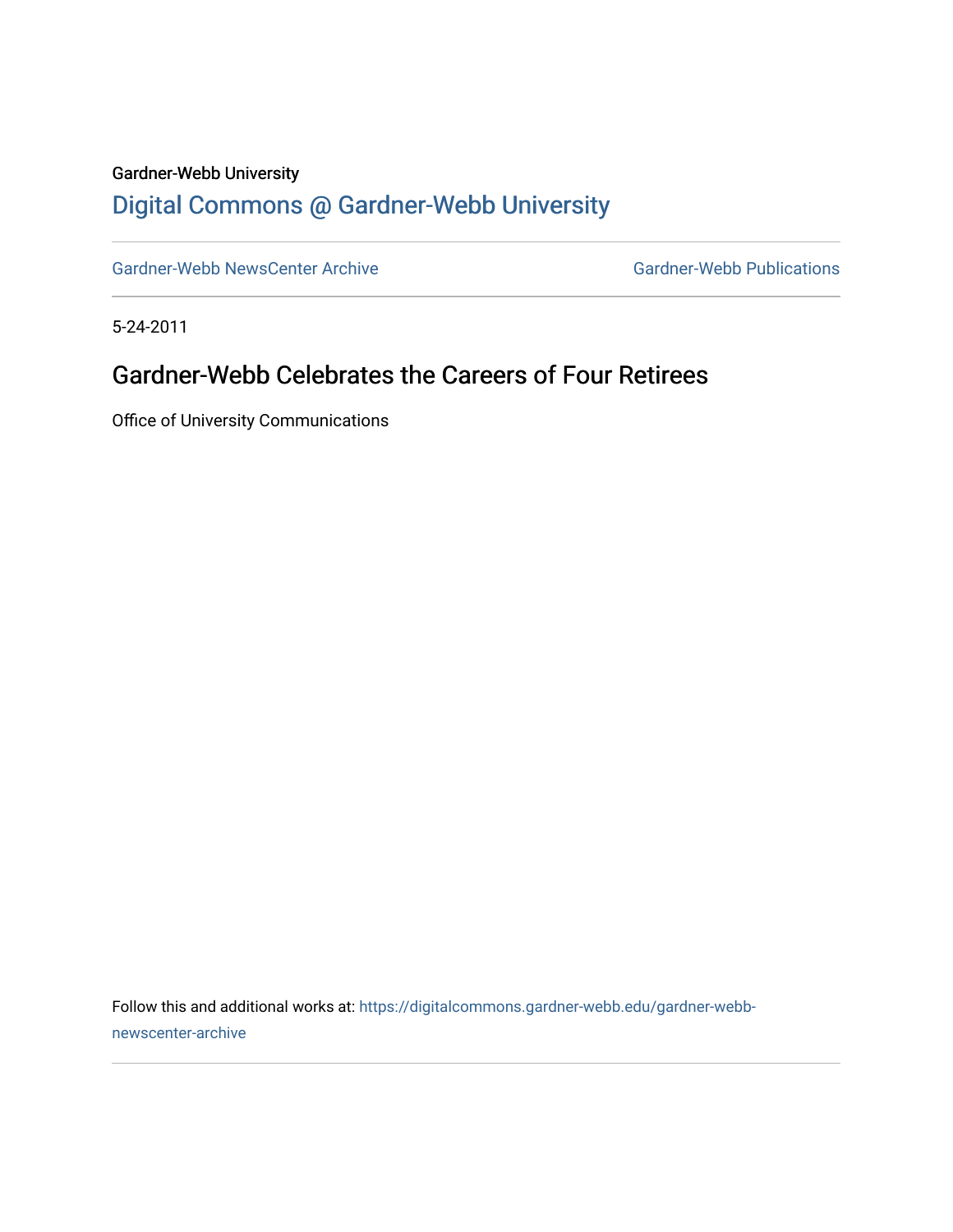Gardner-Webb University

## Digital Commons @ Gardner-Webb University

Gardner-Webb NewsCenter Archive

Gardner-Webb Publications

5-24-2011

# Gardner-Webb Celebrates the Careers of Four Retirees

Office of University Communications

Follow this and additional works at: https://digitalcommons.gardner-webb.edu/gardner-webb-newscenter-archive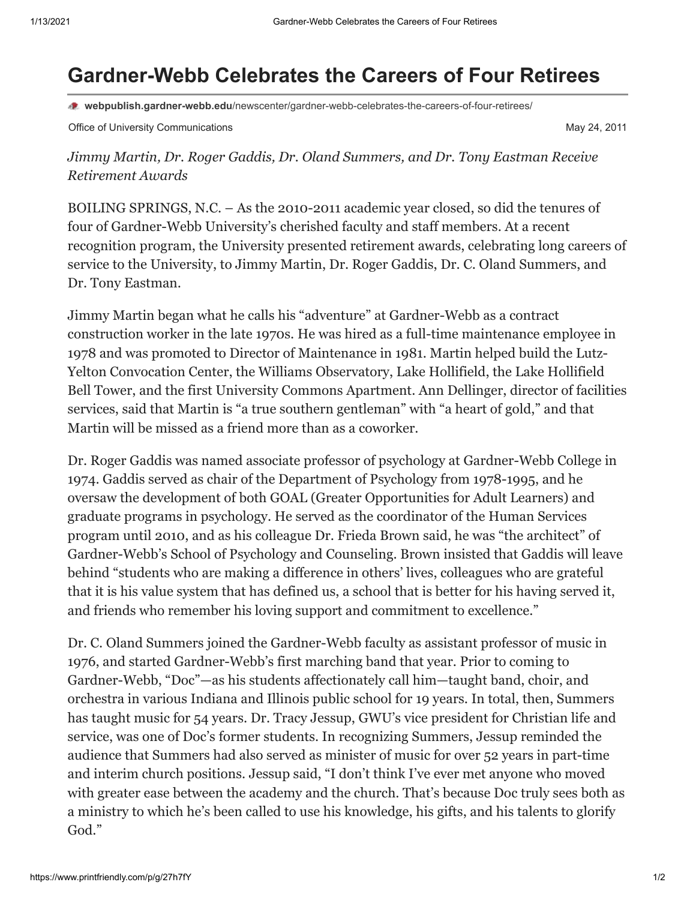# Gardner-Webb Celebrates the Careers of Four Retirees

webpublish.gardner-webb.edu/newscenter/gardner-webb-celebrates-the-careers-of-four-retirees/

Office of University Communications May 24, 2011

*Jimmy Martin, Dr. Roger Gaddis, Dr. Oland Summers, and Dr. Tony Eastman Receive Retirement Awards*

BOILING SPRINGS, N.C. – As the 2010-2011 academic year closed, so did the tenures of four of Gardner-Webb University's cherished faculty and staff members. At a recent recognition program, the University presented retirement awards, celebrating long careers of service to the University, to Jimmy Martin, Dr. Roger Gaddis, Dr. C. Oland Summers, and Dr. Tony Eastman.

Jimmy Martin began what he calls his "adventure" at Gardner-Webb as a contract construction worker in the late 1970s. He was hired as a full-time maintenance employee in 1978 and was promoted to Director of Maintenance in 1981. Martin helped build the Lutz-Yelton Convocation Center, the Williams Observatory, Lake Hollifield, the Lake Hollifield Bell Tower, and the first University Commons Apartment. Ann Dellinger, director of facilities services, said that Martin is "a true southern gentleman" with "a heart of gold," and that Martin will be missed as a friend more than as a coworker.

Dr. Roger Gaddis was named associate professor of psychology at Gardner-Webb College in 1974. Gaddis served as chair of the Department of Psychology from 1978-1995, and he oversaw the development of both GOAL (Greater Opportunities for Adult Learners) and graduate programs in psychology. He served as the coordinator of the Human Services program until 2010, and as his colleague Dr. Frieda Brown said, he was "the architect" of Gardner-Webb's School of Psychology and Counseling. Brown insisted that Gaddis will leave behind "students who are making a difference in others' lives, colleagues who are grateful that it is his value system that has defined us, a school that is better for his having served it, and friends who remember his loving support and commitment to excellence."

Dr. C. Oland Summers joined the Gardner-Webb faculty as assistant professor of music in 1976, and started Gardner-Webb's first marching band that year. Prior to coming to Gardner-Webb, "Doc"—as his students affectionately call him—taught band, choir, and orchestra in various Indiana and Illinois public school for 19 years. In total, then, Summers has taught music for 54 years. Dr. Tracy Jessup, GWU's vice president for Christian life and service, was one of Doc's former students. In recognizing Summers, Jessup reminded the audience that Summers had also served as minister of music for over 52 years in part-time and interim church positions. Jessup said, "I don't think I've ever met anyone who moved with greater ease between the academy and the church. That's because Doc truly sees both as a ministry to which he's been called to use his knowledge, his gifts, and his talents to glorify God."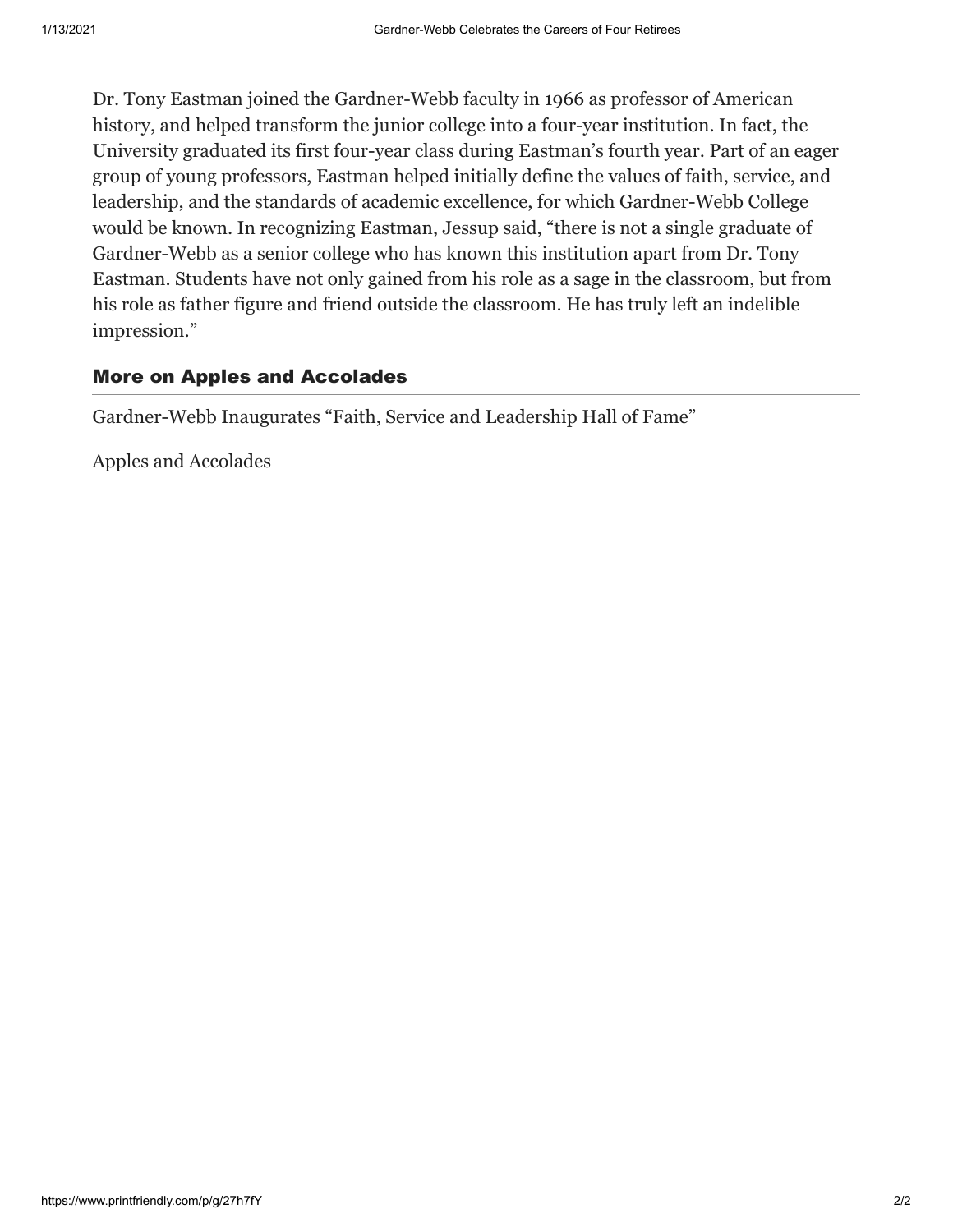Dr. Tony Eastman joined the Gardner-Webb faculty in 1966 as professor of American history, and helped transform the junior college into a four-year institution. In fact, the University graduated its first four-year class during Eastman's fourth year. Part of an eager group of young professors, Eastman helped initially define the values of faith, service, and leadership, and the standards of academic excellence, for which Gardner-Webb College would be known. In recognizing Eastman, Jessup said, "there is not a single graduate of Gardner-Webb as a senior college who has known this institution apart from Dr. Tony Eastman. Students have not only gained from his role as a sage in the classroom, but from his role as father figure and friend outside the classroom. He has truly left an indelible impression."

## More on Apples and Accolades

Gardner-Webb Inaugurates "Faith, Service and Leadership Hall of Fame"

Apples and Accolades